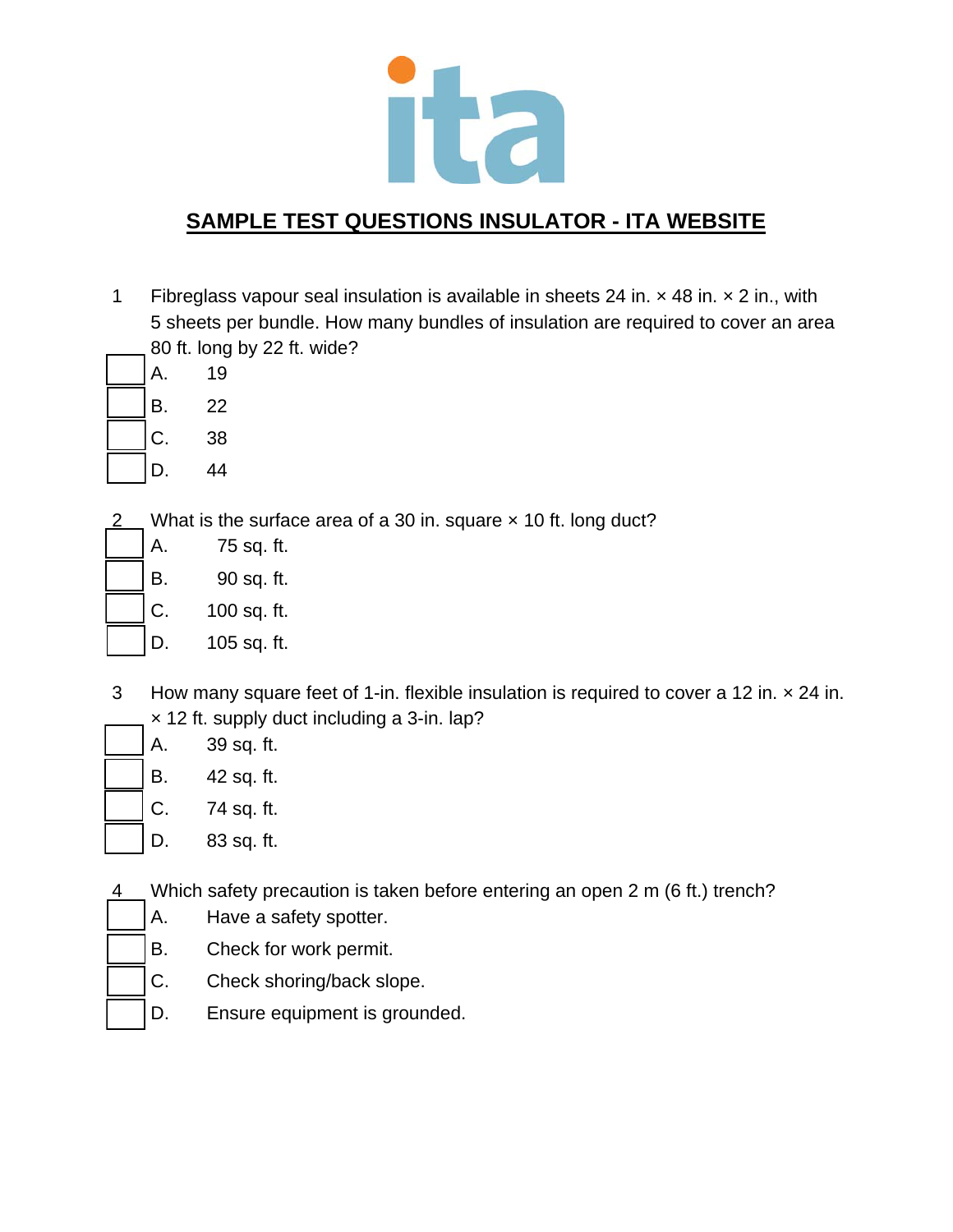# SAMPLE TEST QUESTIONS INSULATOR - ITA WEBSITE

1. Fibreglass vapour seal insulation is available in sheets 24 in. × 48 in. × 2 in., with 5 sheets per bundle. How many bundles of insulation are required to cover an area 80 ft. long by 22 ft. wide?
   - A. 19
   - B. 22
   - C. 38
   - D. 44

2. What is the surface area of a 30 in. square × 10 ft. long duct?
   - A. 75 sq. ft.
   - B. 90 sq. ft.
   - C. 100 sq. ft.
   - D. 105 sq. ft.

3. How many square feet of 1-in. flexible insulation is required to cover a 12 in. × 24 in. × 12 ft. supply duct including a 3-in. lap?
   - A. 39 sq. ft.
   - B. 42 sq. ft.
   - C. 74 sq. ft.
   - D. 83 sq. ft.

4. Which safety precaution is taken before entering an open 2 m (6 ft.) trench?
   - A. Have a safety spotter.
   - B. Check for work permit.
   - C. Check shoring/back slope.
   - D. Ensure equipment is grounded.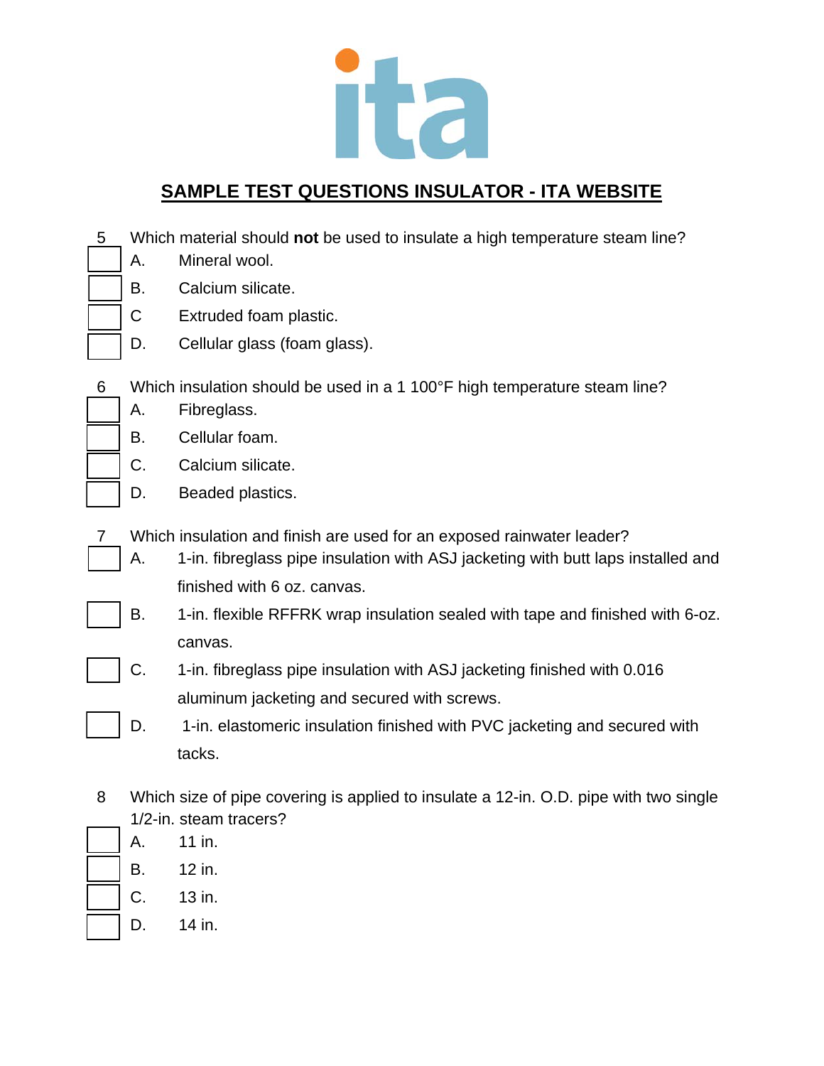## SAMPLE TEST QUESTIONS INSULATOR - ITA WEBSITE

5 Which material should **not** be used to insulate a high temperature steam line?

- A. Mineral wool.
- B. Calcium silicate.
- C Extruded foam plastic.
- D. Cellular glass (foam glass).

6 Which insulation should be used in a 1 100°F high temperature steam line?

- A. Fibreglass.
- B. Cellular foam.
- C. Calcium silicate.
- D. Beaded plastics.

7 Which insulation and finish are used for an exposed rainwater leader?

- A. 1-in. fibreglass pipe insulation with ASJ jacketing with butt laps installed and finished with 6 oz. canvas.
- B. 1-in. flexible RFFRK wrap insulation sealed with tape and finished with 6-oz. canvas.
- C. 1-in. fibreglass pipe insulation with ASJ jacketing finished with 0.016 aluminum jacketing and secured with screws.
- D. 1-in. elastomeric insulation finished with PVC jacketing and secured with tacks.

8 Which size of pipe covering is applied to insulate a 12-in. O.D. pipe with two single 1/2-in. steam tracers?

- A. 11 in.
- B. 12 in.
- C. 13 in.
- D. 14 in.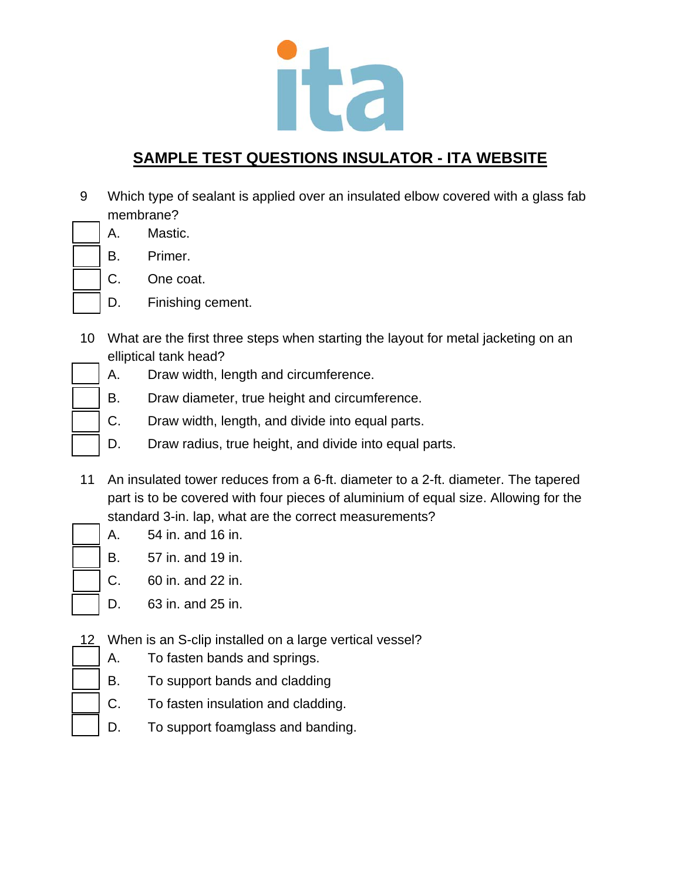## SAMPLE TEST QUESTIONS INSULATOR - ITA WEBSITE

9 Which type of sealant is applied over an insulated elbow covered with a glass fab membrane?

- [ ] A. Mastic.
- [ ] B. Primer.
- [ ] C. One coat.
- [ ] D. Finishing cement.

10 What are the first three steps when starting the layout for metal jacketing on an elliptical tank head?

- [ ] A. Draw width, length and circumference.
- [ ] B. Draw diameter, true height and circumference.
- [ ] C. Draw width, length, and divide into equal parts.
- [ ] D. Draw radius, true height, and divide into equal parts.

11 An insulated tower reduces from a 6-ft. diameter to a 2-ft. diameter. The tapered part is to be covered with four pieces of aluminium of equal size. Allowing for the standard 3-in. lap, what are the correct measurements?

- [ ] A. 54 in. and 16 in.
- [ ] B. 57 in. and 19 in.
- [ ] C. 60 in. and 22 in.
- [ ] D. 63 in. and 25 in.

12 When is an S-clip installed on a large vertical vessel?

- [ ] A. To fasten bands and springs.
- [ ] B. To support bands and cladding
- [ ] C. To fasten insulation and cladding.
- [ ] D. To support foamglass and banding.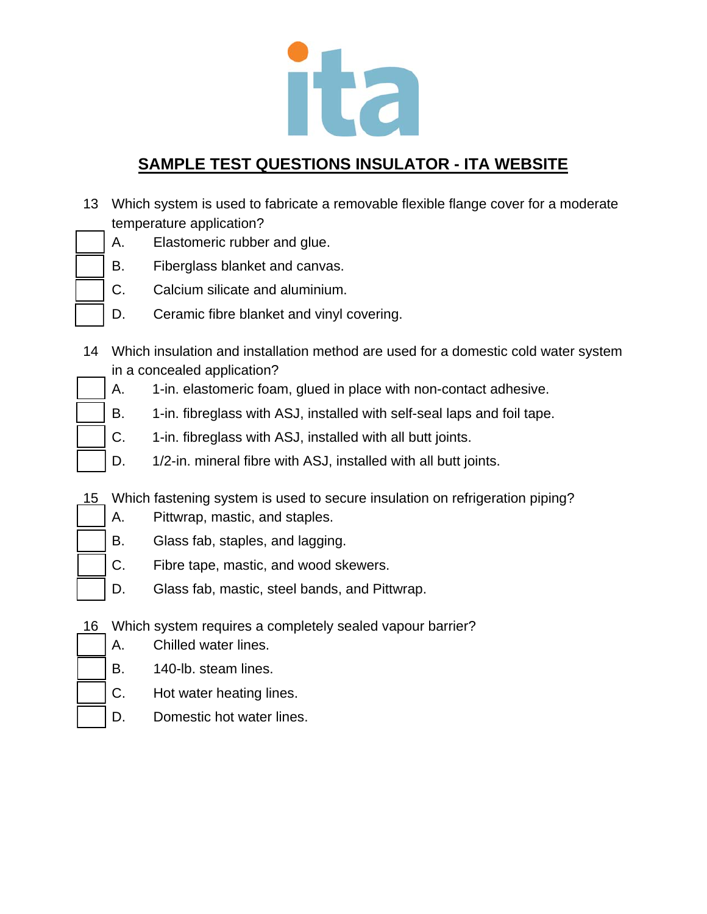## SAMPLE TEST QUESTIONS INSULATOR - ITA WEBSITE

13 Which system is used to fabricate a removable flexible flange cover for a moderate temperature application?

- A. Elastomeric rubber and glue.
- B. Fiberglass blanket and canvas.
- C. Calcium silicate and aluminium.
- D. Ceramic fibre blanket and vinyl covering.

14 Which insulation and installation method are used for a domestic cold water system in a concealed application?

- A. 1-in. elastomeric foam, glued in place with non-contact adhesive.
- B. 1-in. fibreglass with ASJ, installed with self-seal laps and foil tape.
- C. 1-in. fibreglass with ASJ, installed with all butt joints.
- D. 1/2-in. mineral fibre with ASJ, installed with all butt joints.

15 Which fastening system is used to secure insulation on refrigeration piping?

- A. Pittwrap, mastic, and staples.
- B. Glass fab, staples, and lagging.
- C. Fibre tape, mastic, and wood skewers.
- D. Glass fab, mastic, steel bands, and Pittwrap.

16 Which system requires a completely sealed vapour barrier?

- A. Chilled water lines.
- B. 140-lb. steam lines.
- C. Hot water heating lines.
- D. Domestic hot water lines.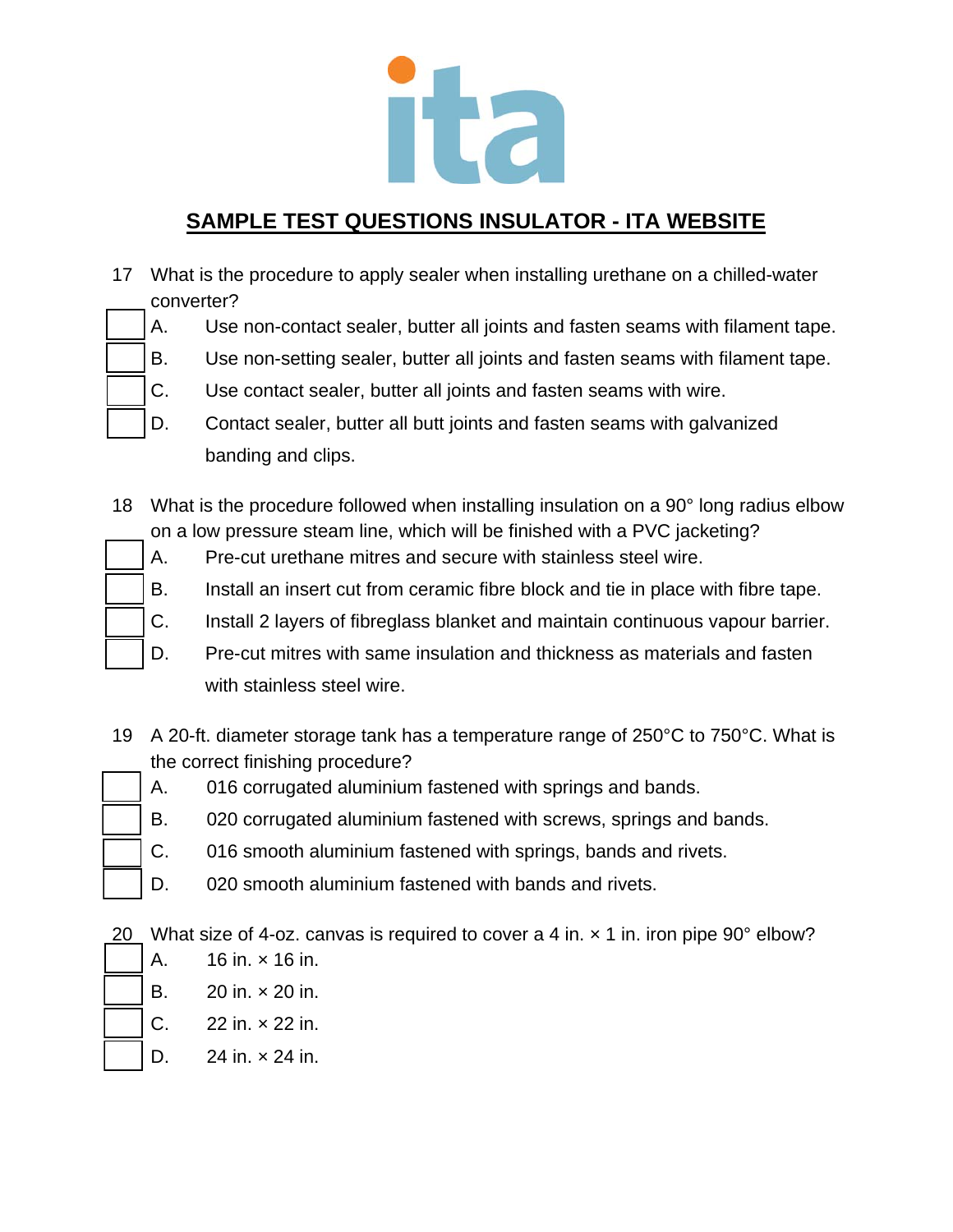## SAMPLE TEST QUESTIONS INSULATOR - ITA WEBSITE

17 What is the procedure to apply sealer when installing urethane on a chilled-water converter?

- A. Use non-contact sealer, butter all joints and fasten seams with filament tape.
- B. Use non-setting sealer, butter all joints and fasten seams with filament tape.
- C. Use contact sealer, butter all joints and fasten seams with wire.
- D. Contact sealer, butter all butt joints and fasten seams with galvanized banding and clips.

18 What is the procedure followed when installing insulation on a 90° long radius elbow on a low pressure steam line, which will be finished with a PVC jacketing?

- A. Pre-cut urethane mitres and secure with stainless steel wire.
- B. Install an insert cut from ceramic fibre block and tie in place with fibre tape.
- C. Install 2 layers of fibreglass blanket and maintain continuous vapour barrier.
- D. Pre-cut mitres with same insulation and thickness as materials and fasten with stainless steel wire.

19 A 20-ft. diameter storage tank has a temperature range of 250°C to 750°C. What is the correct finishing procedure?

- A. 016 corrugated aluminium fastened with springs and bands.
- B. 020 corrugated aluminium fastened with screws, springs and bands.
- C. 016 smooth aluminium fastened with springs, bands and rivets.
- D. 020 smooth aluminium fastened with bands and rivets.

20 What size of 4-oz. canvas is required to cover a 4 in. × 1 in. iron pipe 90° elbow?

- A. 16 in. × 16 in.
- B. 20 in. × 20 in.
- C. 22 in. × 22 in.
- D. 24 in. × 24 in.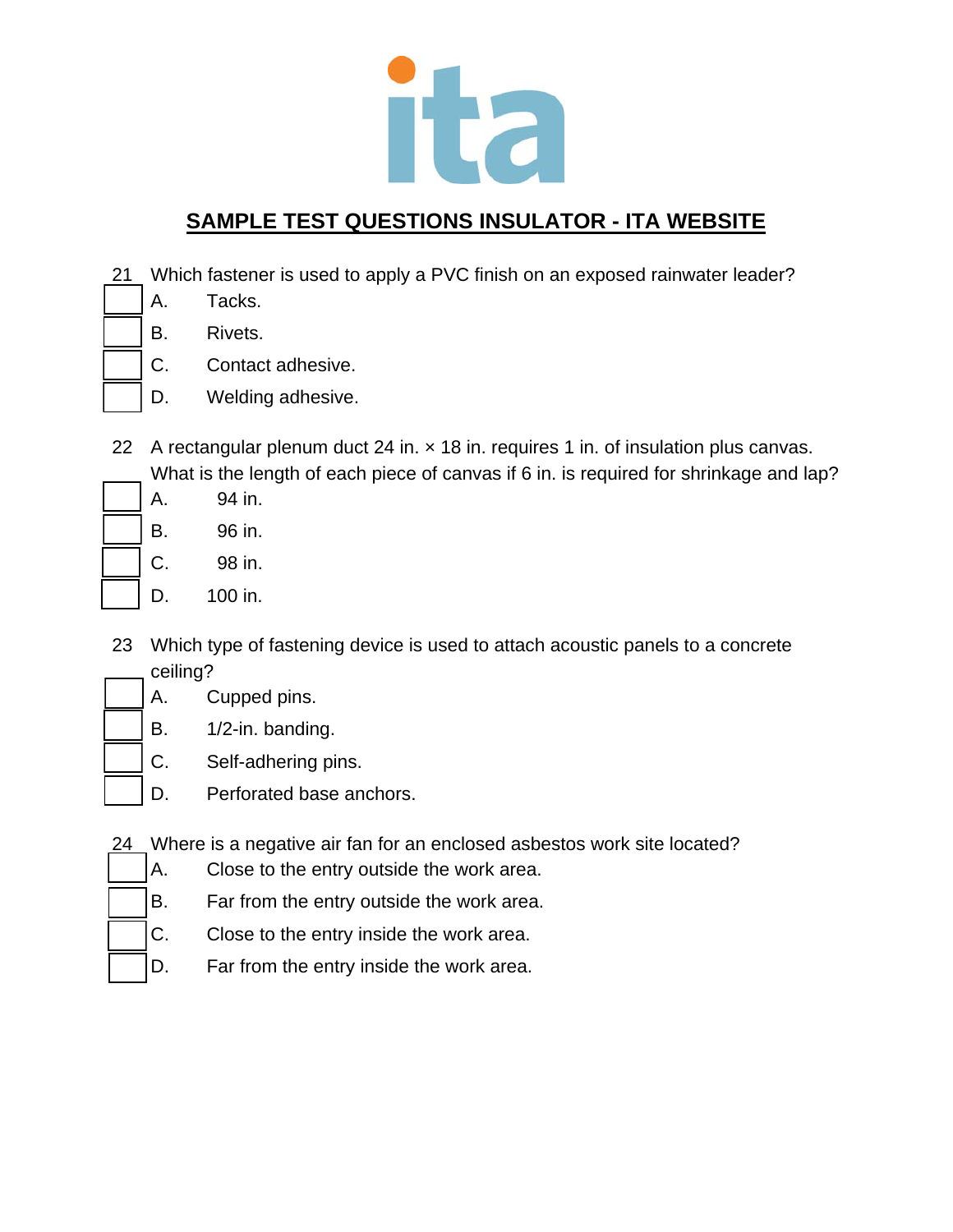## SAMPLE TEST QUESTIONS INSULATOR - ITA WEBSITE

21 Which fastener is used to apply a PVC finish on an exposed rainwater leader?

- A. Tacks.
- B. Rivets.
- C. Contact adhesive.
- D. Welding adhesive.

22 A rectangular plenum duct 24 in. × 18 in. requires 1 in. of insulation plus canvas. What is the length of each piece of canvas if 6 in. is required for shrinkage and lap?

- A. 94 in.
- B. 96 in.
- C. 98 in.
- D. 100 in.

23 Which type of fastening device is used to attach acoustic panels to a concrete ceiling?

- A. Cupped pins.
- B. 1/2-in. banding.
- C. Self-adhering pins.
- D. Perforated base anchors.

24 Where is a negative air fan for an enclosed asbestos work site located?

- A. Close to the entry outside the work area.
- B. Far from the entry outside the work area.
- C. Close to the entry inside the work area.
- D. Far from the entry inside the work area.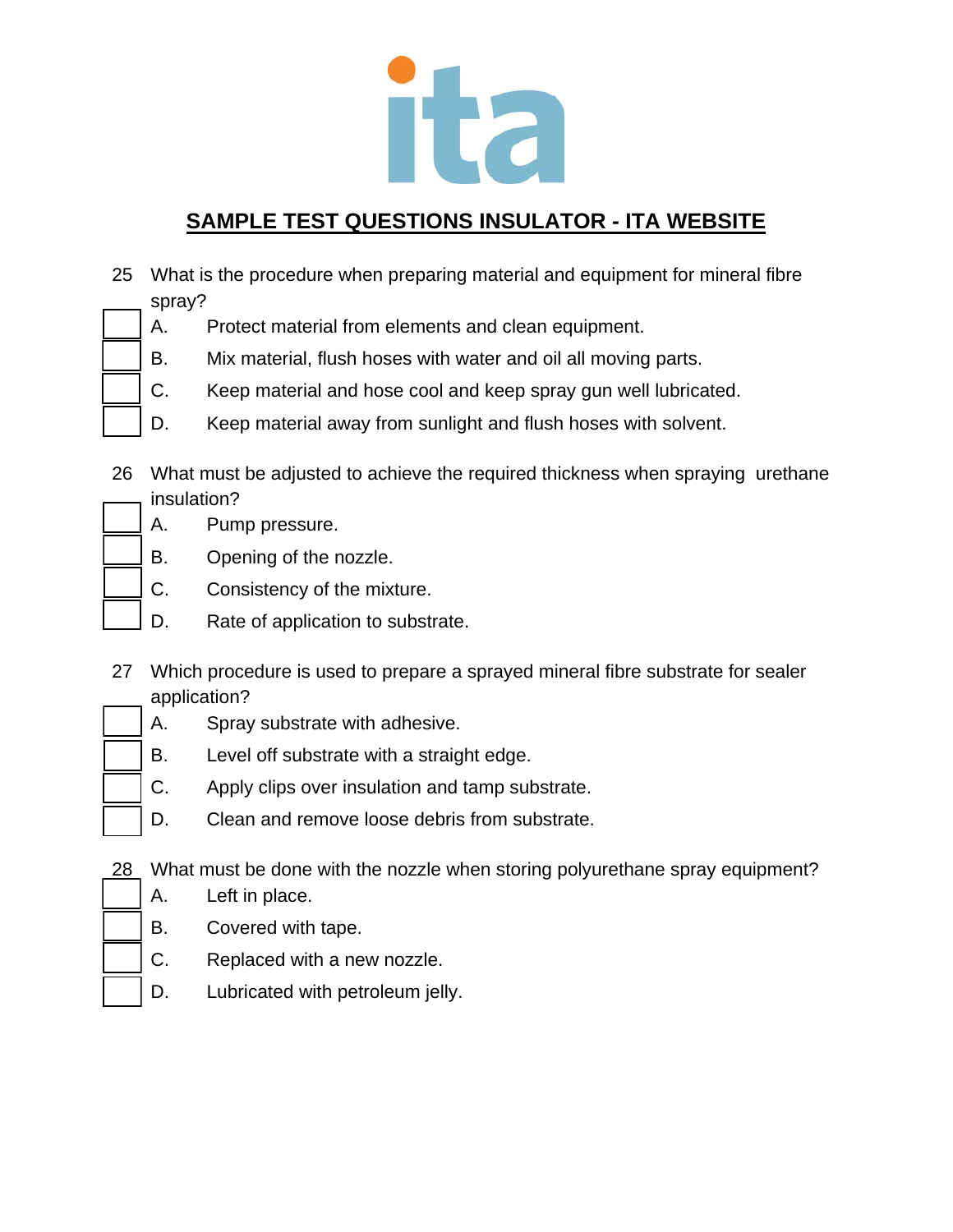## SAMPLE TEST QUESTIONS INSULATOR - ITA WEBSITE

25 What is the procedure when preparing material and equipment for mineral fibre spray?

- A. Protect material from elements and clean equipment.
- B. Mix material, flush hoses with water and oil all moving parts.
- C. Keep material and hose cool and keep spray gun well lubricated.
- D. Keep material away from sunlight and flush hoses with solvent.

26 What must be adjusted to achieve the required thickness when spraying urethane insulation?

- A. Pump pressure.
- B. Opening of the nozzle.
- C. Consistency of the mixture.
- D. Rate of application to substrate.

27 Which procedure is used to prepare a sprayed mineral fibre substrate for sealer application?

- A. Spray substrate with adhesive.
- B. Level off substrate with a straight edge.
- C. Apply clips over insulation and tamp substrate.
- D. Clean and remove loose debris from substrate.

28 What must be done with the nozzle when storing polyurethane spray equipment?

- A. Left in place.
- B. Covered with tape.
- C. Replaced with a new nozzle.
- D. Lubricated with petroleum jelly.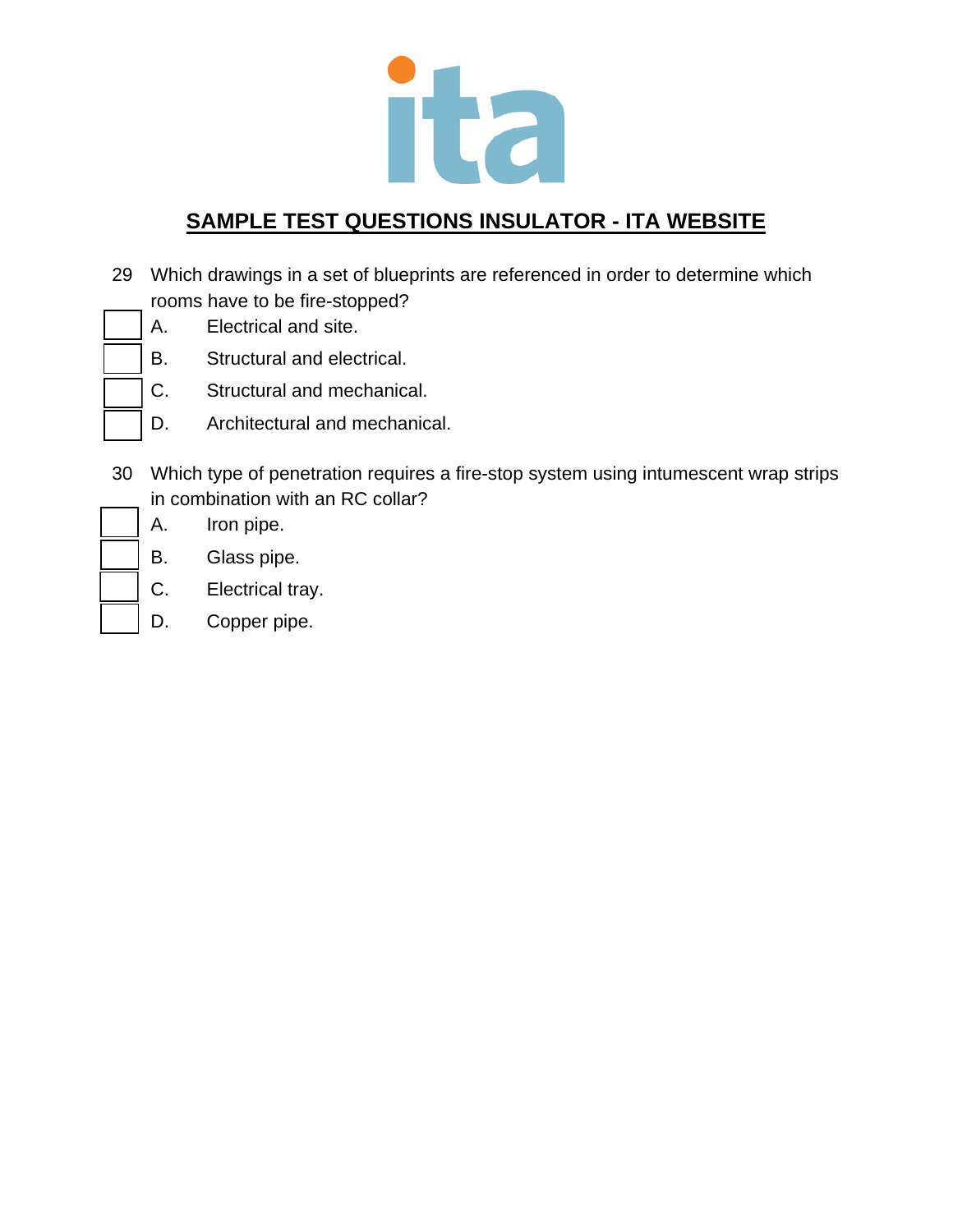## SAMPLE TEST QUESTIONS INSULATOR - ITA WEBSITE

29 Which drawings in a set of blueprints are referenced in order to determine which rooms have to be fire-stopped?

- A. Electrical and site.
- B. Structural and electrical.
- C. Structural and mechanical.
- D. Architectural and mechanical.

30 Which type of penetration requires a fire-stop system using intumescent wrap strips in combination with an RC collar?

- A. Iron pipe.
- B. Glass pipe.
- C. Electrical tray.
- D. Copper pipe.